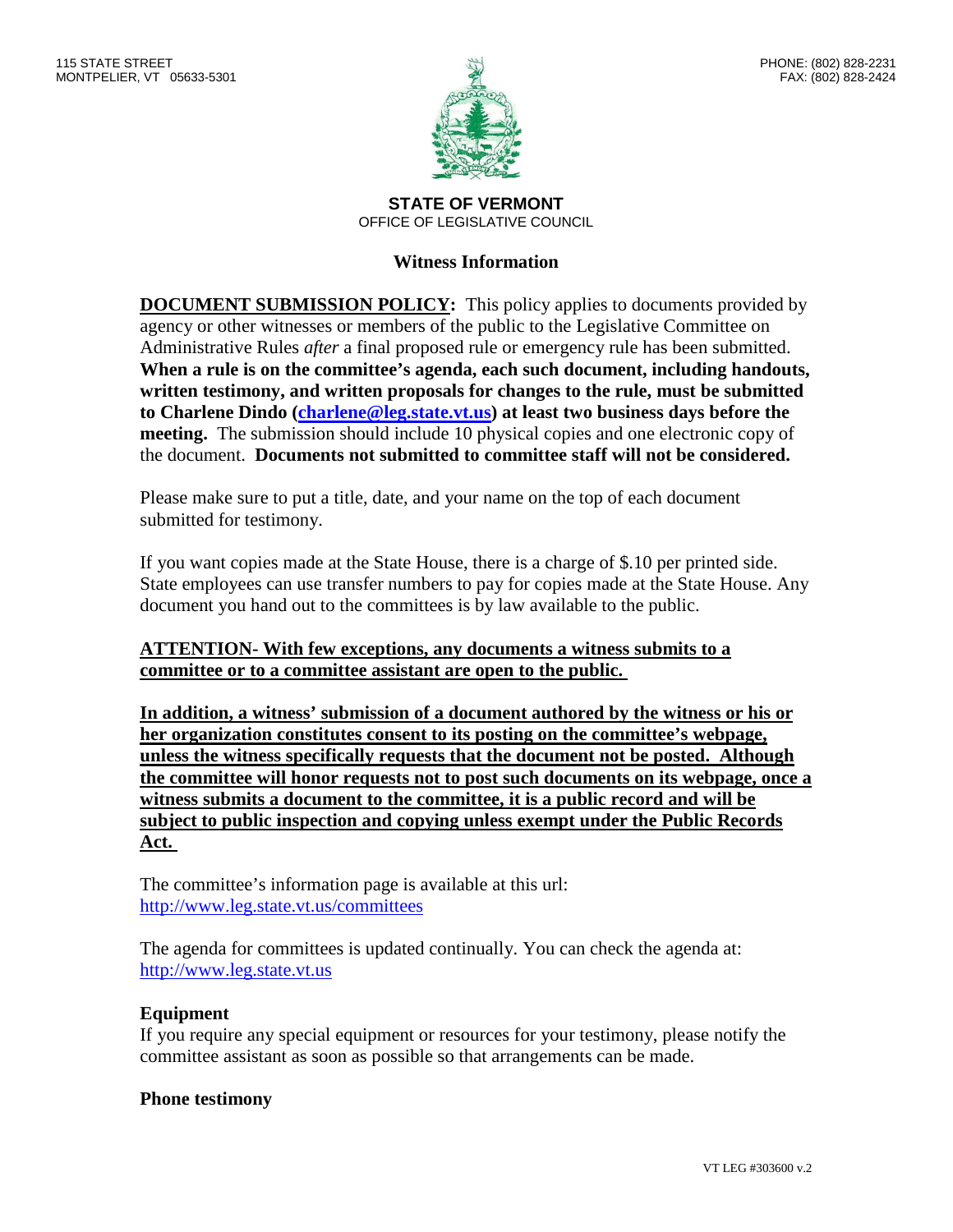115 STATE STREET
MONTPELIER, VT 05633-5301

PHONE: (802) 828-2231
FAX: (802) 828-2424

**STATE OF VERMONT**
OFFICE OF LEGISLATIVE COUNCIL

## Witness Information

**DOCUMENT SUBMISSION POLICY:** This policy applies to documents provided by agency or other witnesses or members of the public to the Legislative Committee on Administrative Rules *after* a final proposed rule or emergency rule has been submitted. **When a rule is on the committee's agenda, each such document, including handouts, written testimony, and written proposals for changes to the rule, must be submitted to Charlene Dindo (charlene@leg.state.vt.us) at least two business days before the meeting.** The submission should include 10 physical copies and one electronic copy of the document. **Documents not submitted to committee staff will not be considered.**

Please make sure to put a title, date, and your name on the top of each document submitted for testimony.

If you want copies made at the State House, there is a charge of $.10 per printed side. State employees can use transfer numbers to pay for copies made at the State House. Any document you hand out to the committees is by law available to the public.

**ATTENTION- With few exceptions, any documents a witness submits to a committee or to a committee assistant are open to the public.**

**In addition, a witness' submission of a document authored by the witness or his or her organization constitutes consent to its posting on the committee's webpage, unless the witness specifically requests that the document not be posted. Although the committee will honor requests not to post such documents on its webpage, once a witness submits a document to the committee, it is a public record and will be subject to public inspection and copying unless exempt under the Public Records Act.**

The committee's information page is available at this url:
http://www.leg.state.vt.us/committees

The agenda for committees is updated continually. You can check the agenda at:
http://www.leg.state.vt.us

### Equipment

If you require any special equipment or resources for your testimony, please notify the committee assistant as soon as possible so that arrangements can be made.

### Phone testimony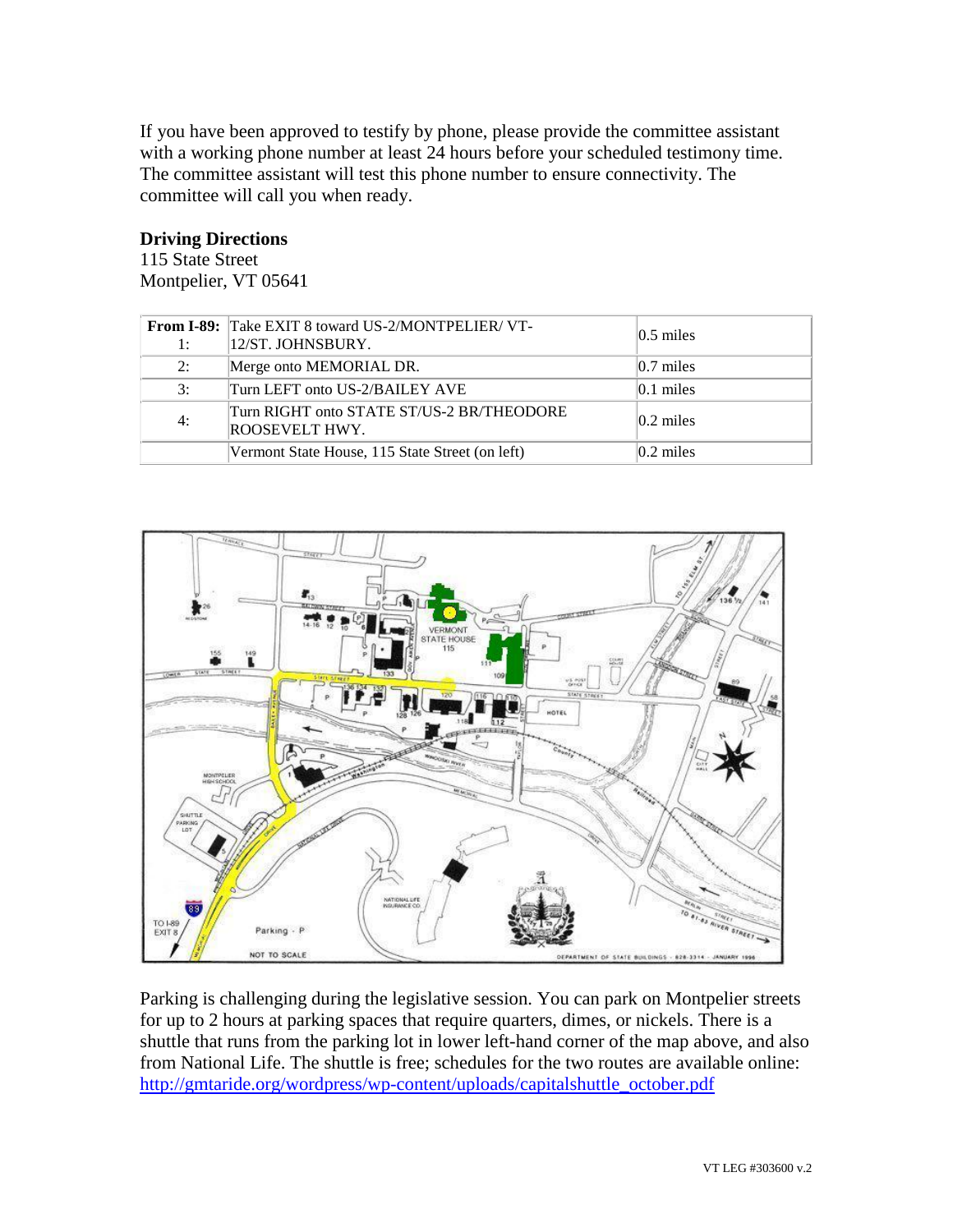If you have been approved to testify by phone, please provide the committee assistant with a working phone number at least 24 hours before your scheduled testimony time. The committee assistant will test this phone number to ensure connectivity. The committee will call you when ready.

**Driving Directions**
115 State Street
Montpelier, VT 05641

| **From I-89:** 1: | Take EXIT 8 toward US-2/MONTPELIER/ VT-12/ST. JOHNSBURY. | 0.5 miles |
|---|---|---|
| 2: | Merge onto MEMORIAL DR. | 0.7 miles |
| 3: | Turn LEFT onto US-2/BAILEY AVE | 0.1 miles |
| 4: | Turn RIGHT onto STATE ST/US-2 BR/THEODORE ROOSEVELT HWY. | 0.2 miles |
| | Vermont State House, 115 State Street (on left) | 0.2 miles |

Parking is challenging during the legislative session. You can park on Montpelier streets for up to 2 hours at parking spaces that require quarters, dimes, or nickels. There is a shuttle that runs from the parking lot in lower left-hand corner of the map above, and also from National Life. The shuttle is free; schedules for the two routes are available online: [http://gmtaride.org/wordpress/wp-content/uploads/capitalshuttle_october.pdf](http://gmtaride.org/wordpress/wp-content/uploads/capitalshuttle_october.pdf)

VT LEG #303600 v.2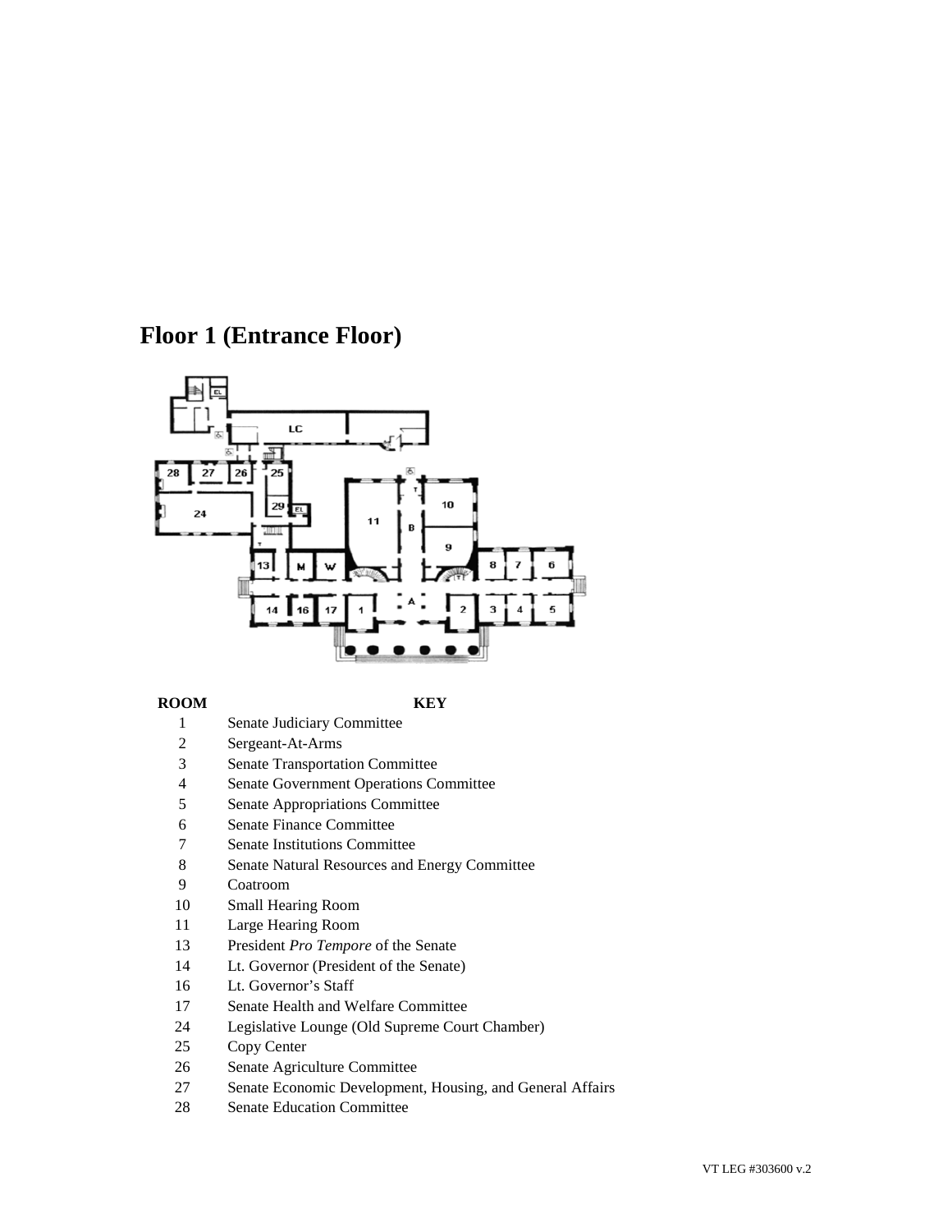# Floor 1 (Entrance Floor)

| ROOM | KEY |
|---|---|
| 1 | Senate Judiciary Committee |
| 2 | Sergeant-At-Arms |
| 3 | Senate Transportation Committee |
| 4 | Senate Government Operations Committee |
| 5 | Senate Appropriations Committee |
| 6 | Senate Finance Committee |
| 7 | Senate Institutions Committee |
| 8 | Senate Natural Resources and Energy Committee |
| 9 | Coatroom |
| 10 | Small Hearing Room |
| 11 | Large Hearing Room |
| 13 | President *Pro Tempore* of the Senate |
| 14 | Lt. Governor (President of the Senate) |
| 16 | Lt. Governor's Staff |
| 17 | Senate Health and Welfare Committee |
| 24 | Legislative Lounge (Old Supreme Court Chamber) |
| 25 | Copy Center |
| 26 | Senate Agriculture Committee |
| 27 | Senate Economic Development, Housing, and General Affairs |
| 28 | Senate Education Committee |

VT LEG #303600 v.2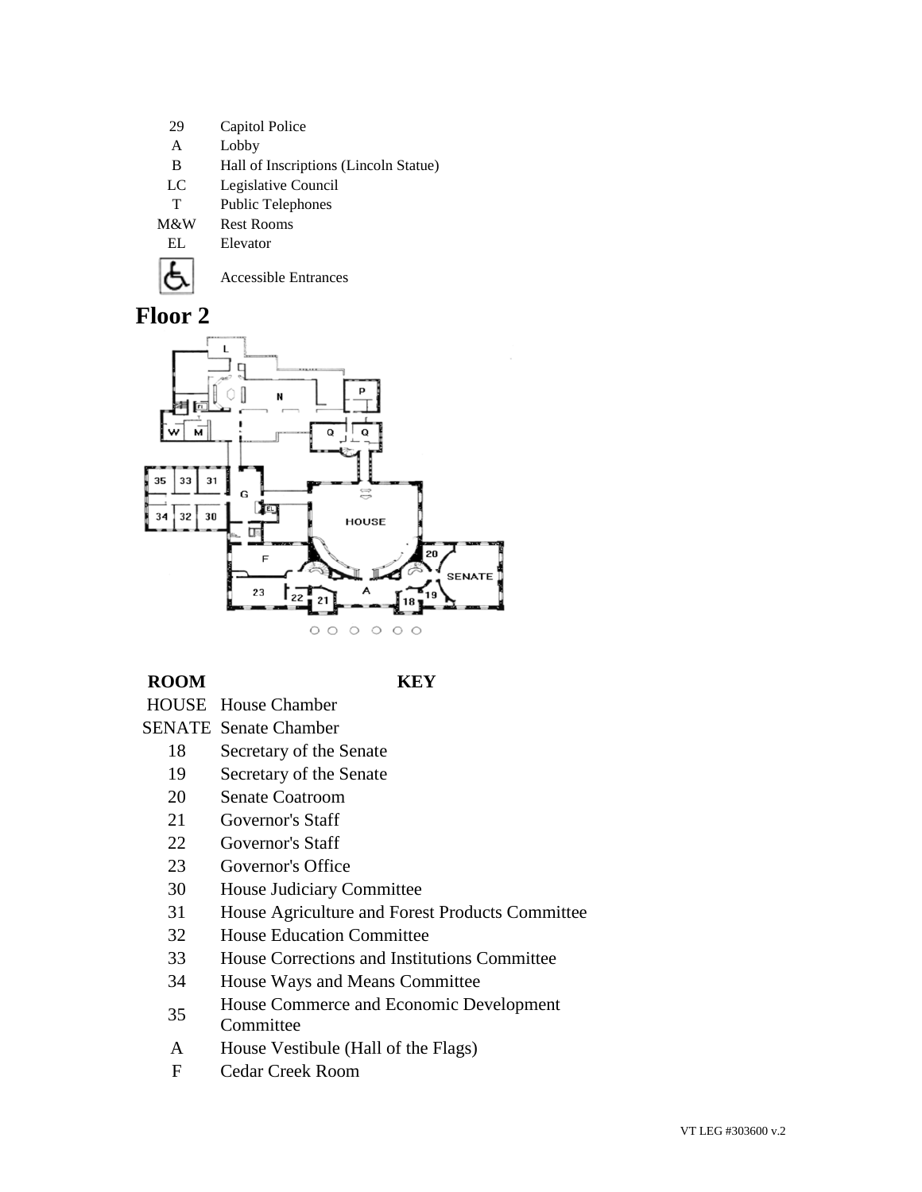| | |
|---|---|
| 29 | Capitol Police |
| A | Lobby |
| B | Hall of Inscriptions (Lincoln Statue) |
| LC | Legislative Council |
| T | Public Telephones |
| M&W | Rest Rooms |
| EL | Elevator |
| ♿ | Accessible Entrances |

# Floor 2

| ROOM | KEY |
|---|---|
| HOUSE | House Chamber |
| SENATE | Senate Chamber |
| 18 | Secretary of the Senate |
| 19 | Secretary of the Senate |
| 20 | Senate Coatroom |
| 21 | Governor's Staff |
| 22 | Governor's Staff |
| 23 | Governor's Office |
| 30 | House Judiciary Committee |
| 31 | House Agriculture and Forest Products Committee |
| 32 | House Education Committee |
| 33 | House Corrections and Institutions Committee |
| 34 | House Ways and Means Committee |
| 35 | House Commerce and Economic Development Committee |
| A | House Vestibule (Hall of the Flags) |
| F | Cedar Creek Room |

VT LEG #303600 v.2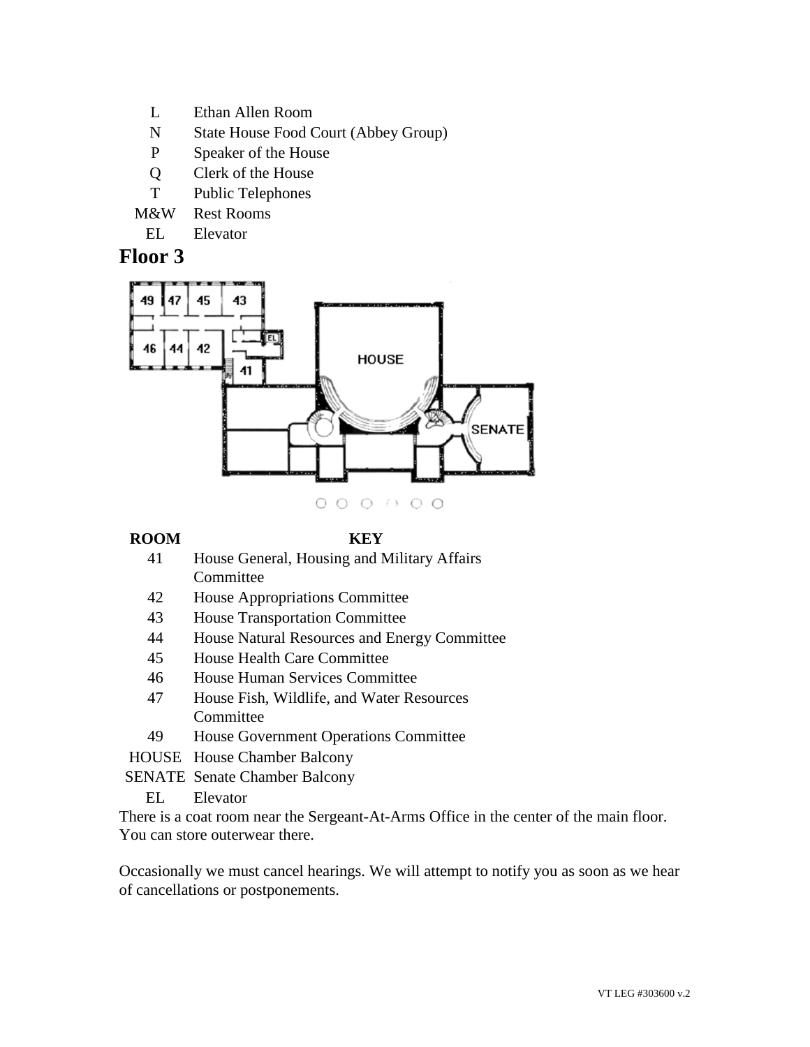| | |
|---|---|
| L | Ethan Allen Room |
| N | State House Food Court (Abbey Group) |
| P | Speaker of the House |
| Q | Clerk of the House |
| T | Public Telephones |
| M&W | Rest Rooms |
| EL | Elevator |

## Floor 3

| ROOM | KEY |
|---|---|
| 41 | House General, Housing and Military Affairs Committee |
| 42 | House Appropriations Committee |
| 43 | House Transportation Committee |
| 44 | House Natural Resources and Energy Committee |
| 45 | House Health Care Committee |
| 46 | House Human Services Committee |
| 47 | House Fish, Wildlife, and Water Resources Committee |
| 49 | House Government Operations Committee |
| HOUSE | House Chamber Balcony |
| SENATE | Senate Chamber Balcony |
| EL | Elevator |

There is a coat room near the Sergeant-At-Arms Office in the center of the main floor. You can store outerwear there.

Occasionally we must cancel hearings. We will attempt to notify you as soon as we hear of cancellations or postponements.

VT LEG #303600 v.2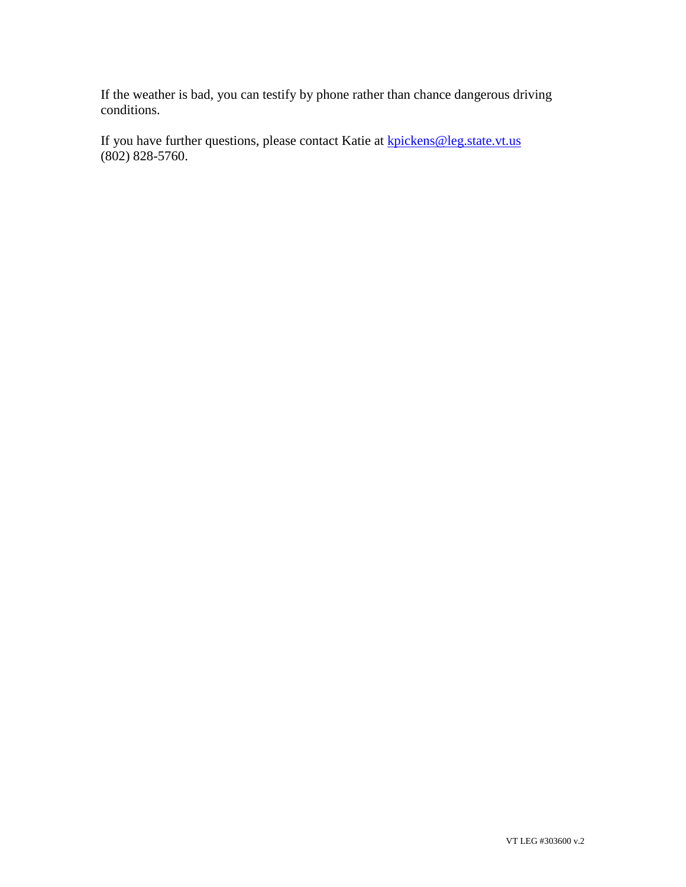If the weather is bad, you can testify by phone rather than chance dangerous driving conditions.

If you have further questions, please contact Katie at kpickens@leg.state.vt.us (802) 828-5760.

VT LEG #303600 v.2